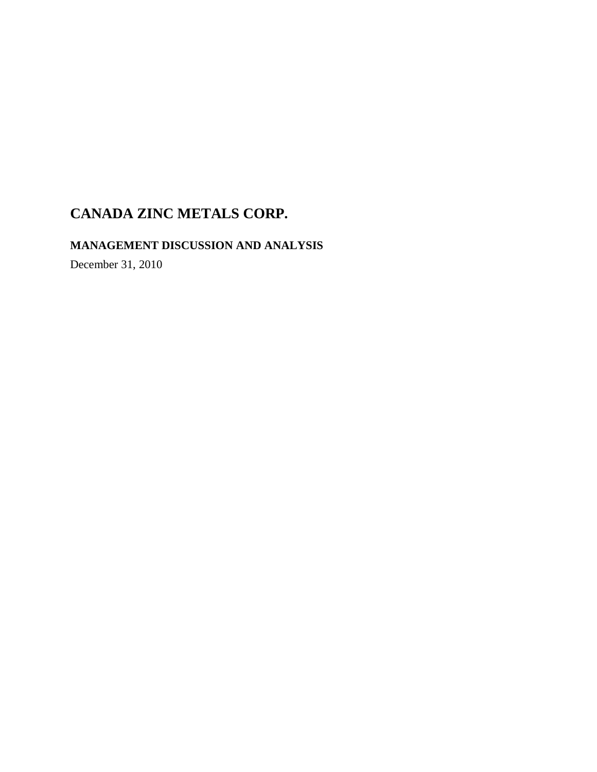# CANADA ZINC METALS CORP.

## MANAGEMENT DISCUSSION AND ANALYSIS

December 31, 2010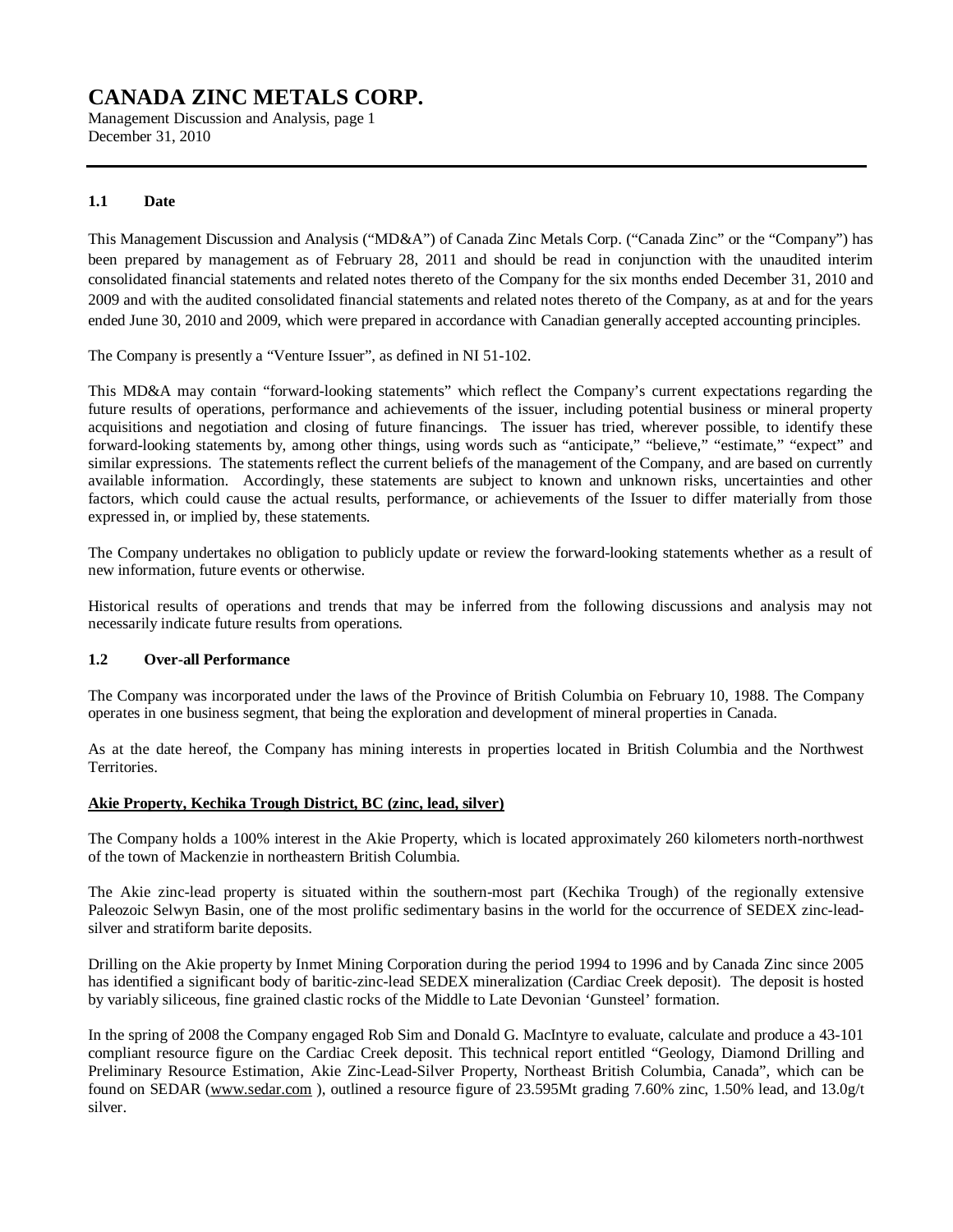# CANADA ZINC METALS CORP.

Management Discussion and Analysis, page 1
December 31, 2010

### 1.1 Date

This Management Discussion and Analysis ("MD&A") of Canada Zinc Metals Corp. ("Canada Zinc" or the "Company") has been prepared by management as of February 28, 2011 and should be read in conjunction with the unaudited interim consolidated financial statements and related notes thereto of the Company for the six months ended December 31, 2010 and 2009 and with the audited consolidated financial statements and related notes thereto of the Company, as at and for the years ended June 30, 2010 and 2009, which were prepared in accordance with Canadian generally accepted accounting principles.

The Company is presently a "Venture Issuer", as defined in NI 51-102.

This MD&A may contain "forward-looking statements" which reflect the Company's current expectations regarding the future results of operations, performance and achievements of the issuer, including potential business or mineral property acquisitions and negotiation and closing of future financings. The issuer has tried, wherever possible, to identify these forward-looking statements by, among other things, using words such as "anticipate," "believe," "estimate," "expect" and similar expressions. The statements reflect the current beliefs of the management of the Company, and are based on currently available information. Accordingly, these statements are subject to known and unknown risks, uncertainties and other factors, which could cause the actual results, performance, or achievements of the Issuer to differ materially from those expressed in, or implied by, these statements.

The Company undertakes no obligation to publicly update or review the forward-looking statements whether as a result of new information, future events or otherwise.

Historical results of operations and trends that may be inferred from the following discussions and analysis may not necessarily indicate future results from operations.

### 1.2 Over-all Performance

The Company was incorporated under the laws of the Province of British Columbia on February 10, 1988. The Company operates in one business segment, that being the exploration and development of mineral properties in Canada.

As at the date hereof, the Company has mining interests in properties located in British Columbia and the Northwest Territories.

**Akie Property, Kechika Trough District, BC (zinc, lead, silver)**

The Company holds a 100% interest in the Akie Property, which is located approximately 260 kilometers north-northwest of the town of Mackenzie in northeastern British Columbia.

The Akie zinc-lead property is situated within the southern-most part (Kechika Trough) of the regionally extensive Paleozoic Selwyn Basin, one of the most prolific sedimentary basins in the world for the occurrence of SEDEX zinc-lead-silver and stratiform barite deposits.

Drilling on the Akie property by Inmet Mining Corporation during the period 1994 to 1996 and by Canada Zinc since 2005 has identified a significant body of baritic-zinc-lead SEDEX mineralization (Cardiac Creek deposit). The deposit is hosted by variably siliceous, fine grained clastic rocks of the Middle to Late Devonian 'Gunsteel' formation.

In the spring of 2008 the Company engaged Rob Sim and Donald G. MacIntyre to evaluate, calculate and produce a 43-101 compliant resource figure on the Cardiac Creek deposit. This technical report entitled "Geology, Diamond Drilling and Preliminary Resource Estimation, Akie Zinc-Lead-Silver Property, Northeast British Columbia, Canada", which can be found on SEDAR (www.sedar.com ), outlined a resource figure of 23.595Mt grading 7.60% zinc, 1.50% lead, and 13.0g/t silver.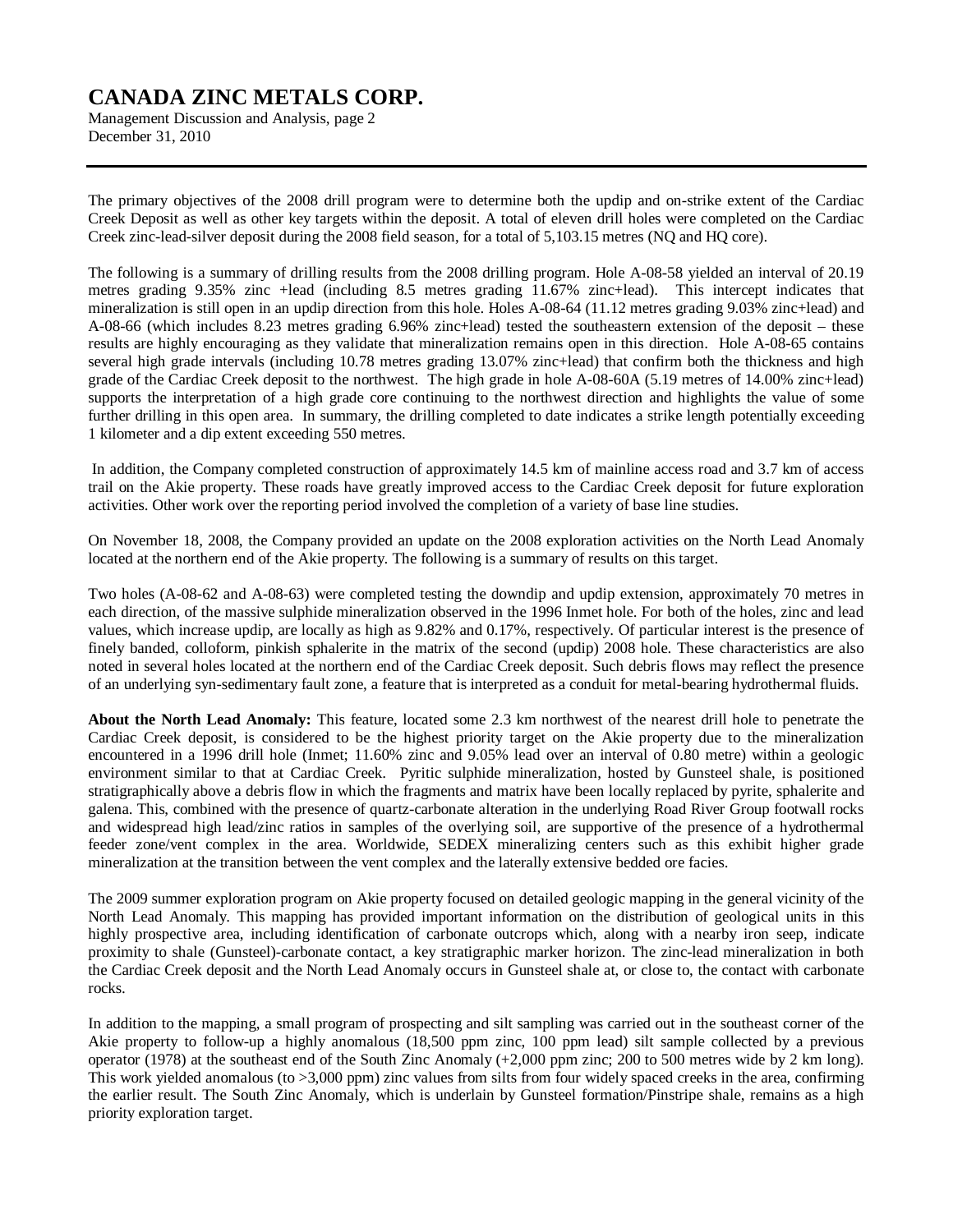The primary objectives of the 2008 drill program were to determine both the updip and on-strike extent of the Cardiac Creek Deposit as well as other key targets within the deposit. A total of eleven drill holes were completed on the Cardiac Creek zinc-lead-silver deposit during the 2008 field season, for a total of 5,103.15 metres (NQ and HQ core).

The following is a summary of drilling results from the 2008 drilling program. Hole A-08-58 yielded an interval of 20.19 metres grading 9.35% zinc +lead (including 8.5 metres grading 11.67% zinc+lead). This intercept indicates that mineralization is still open in an updip direction from this hole. Holes A-08-64 (11.12 metres grading 9.03% zinc+lead) and A-08-66 (which includes 8.23 metres grading 6.96% zinc+lead) tested the southeastern extension of the deposit – these results are highly encouraging as they validate that mineralization remains open in this direction. Hole A-08-65 contains several high grade intervals (including 10.78 metres grading 13.07% zinc+lead) that confirm both the thickness and high grade of the Cardiac Creek deposit to the northwest. The high grade in hole A-08-60A (5.19 metres of 14.00% zinc+lead) supports the interpretation of a high grade core continuing to the northwest direction and highlights the value of some further drilling in this open area. In summary, the drilling completed to date indicates a strike length potentially exceeding 1 kilometer and a dip extent exceeding 550 metres.

In addition, the Company completed construction of approximately 14.5 km of mainline access road and 3.7 km of access trail on the Akie property. These roads have greatly improved access to the Cardiac Creek deposit for future exploration activities. Other work over the reporting period involved the completion of a variety of base line studies.

On November 18, 2008, the Company provided an update on the 2008 exploration activities on the North Lead Anomaly located at the northern end of the Akie property. The following is a summary of results on this target.

Two holes (A-08-62 and A-08-63) were completed testing the downdip and updip extension, approximately 70 metres in each direction, of the massive sulphide mineralization observed in the 1996 Inmet hole. For both of the holes, zinc and lead values, which increase updip, are locally as high as 9.82% and 0.17%, respectively. Of particular interest is the presence of finely banded, colloform, pinkish sphalerite in the matrix of the second (updip) 2008 hole. These characteristics are also noted in several holes located at the northern end of the Cardiac Creek deposit. Such debris flows may reflect the presence of an underlying syn-sedimentary fault zone, a feature that is interpreted as a conduit for metal-bearing hydrothermal fluids.

**About the North Lead Anomaly:** This feature, located some 2.3 km northwest of the nearest drill hole to penetrate the Cardiac Creek deposit, is considered to be the highest priority target on the Akie property due to the mineralization encountered in a 1996 drill hole (Inmet; 11.60% zinc and 9.05% lead over an interval of 0.80 metre) within a geologic environment similar to that at Cardiac Creek. Pyritic sulphide mineralization, hosted by Gunsteel shale, is positioned stratigraphically above a debris flow in which the fragments and matrix have been locally replaced by pyrite, sphalerite and galena. This, combined with the presence of quartz-carbonate alteration in the underlying Road River Group footwall rocks and widespread high lead/zinc ratios in samples of the overlying soil, are supportive of the presence of a hydrothermal feeder zone/vent complex in the area. Worldwide, SEDEX mineralizing centers such as this exhibit higher grade mineralization at the transition between the vent complex and the laterally extensive bedded ore facies.

The 2009 summer exploration program on Akie property focused on detailed geologic mapping in the general vicinity of the North Lead Anomaly. This mapping has provided important information on the distribution of geological units in this highly prospective area, including identification of carbonate outcrops which, along with a nearby iron seep, indicate proximity to shale (Gunsteel)-carbonate contact, a key stratigraphic marker horizon. The zinc-lead mineralization in both the Cardiac Creek deposit and the North Lead Anomaly occurs in Gunsteel shale at, or close to, the contact with carbonate rocks.

In addition to the mapping, a small program of prospecting and silt sampling was carried out in the southeast corner of the Akie property to follow-up a highly anomalous (18,500 ppm zinc, 100 ppm lead) silt sample collected by a previous operator (1978) at the southeast end of the South Zinc Anomaly (+2,000 ppm zinc; 200 to 500 metres wide by 2 km long). This work yielded anomalous (to >3,000 ppm) zinc values from silts from four widely spaced creeks in the area, confirming the earlier result. The South Zinc Anomaly, which is underlain by Gunsteel formation/Pinstripe shale, remains as a high priority exploration target.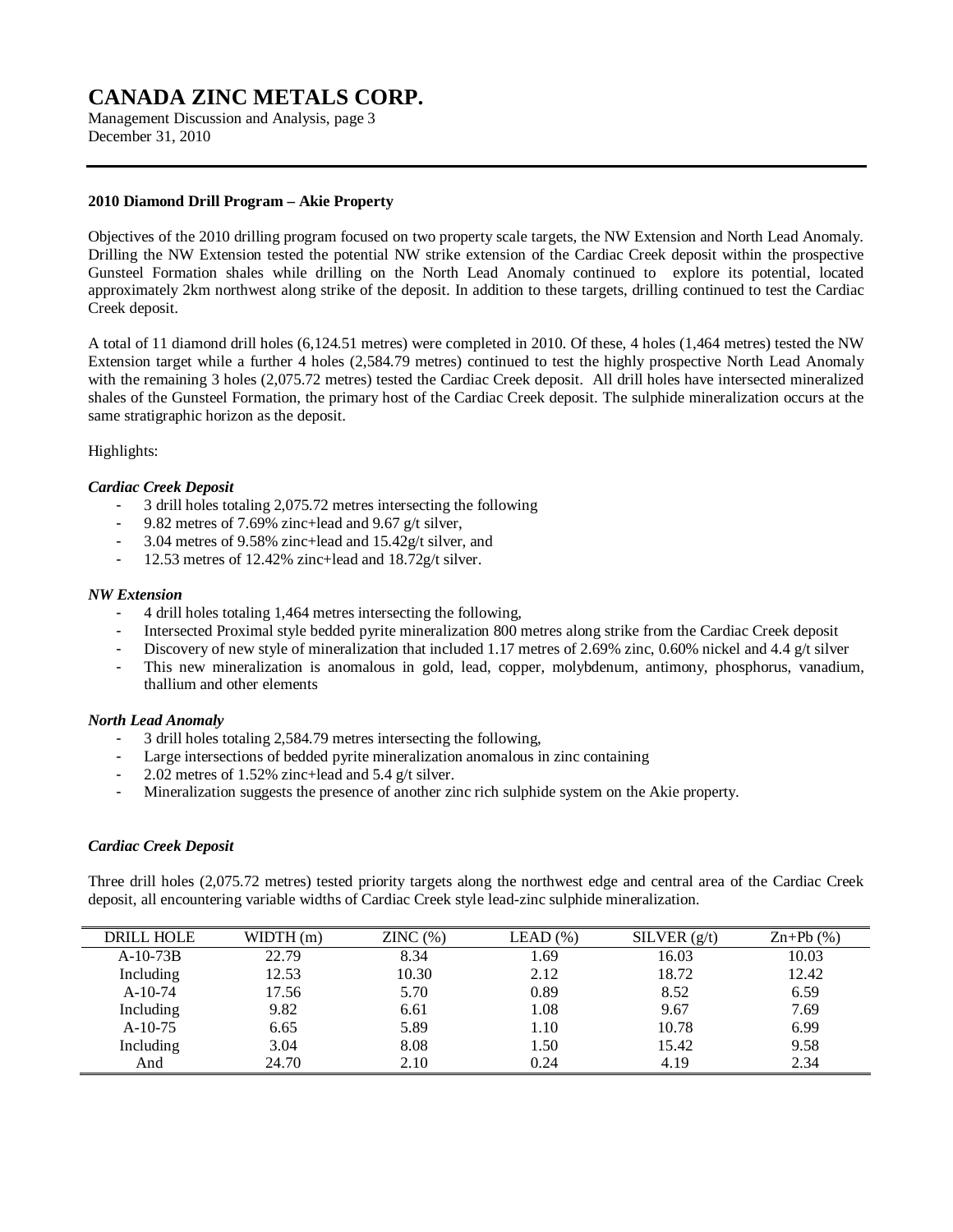## 2010 Diamond Drill Program – Akie Property

Objectives of the 2010 drilling program focused on two property scale targets, the NW Extension and North Lead Anomaly. Drilling the NW Extension tested the potential NW strike extension of the Cardiac Creek deposit within the prospective Gunsteel Formation shales while drilling on the North Lead Anomaly continued to explore its potential, located approximately 2km northwest along strike of the deposit. In addition to these targets, drilling continued to test the Cardiac Creek deposit.

A total of 11 diamond drill holes (6,124.51 metres) were completed in 2010. Of these, 4 holes (1,464 metres) tested the NW Extension target while a further 4 holes (2,584.79 metres) continued to test the highly prospective North Lead Anomaly with the remaining 3 holes (2,075.72 metres) tested the Cardiac Creek deposit. All drill holes have intersected mineralized shales of the Gunsteel Formation, the primary host of the Cardiac Creek deposit. The sulphide mineralization occurs at the same stratigraphic horizon as the deposit.

Highlights:

### *Cardiac Creek Deposit*

- 3 drill holes totaling 2,075.72 metres intersecting the following
- 9.82 metres of 7.69% zinc+lead and 9.67 g/t silver,
- 3.04 metres of 9.58% zinc+lead and 15.42g/t silver, and
- 12.53 metres of 12.42% zinc+lead and 18.72g/t silver.

### *NW Extension*

- 4 drill holes totaling 1,464 metres intersecting the following,
- Intersected Proximal style bedded pyrite mineralization 800 metres along strike from the Cardiac Creek deposit
- Discovery of new style of mineralization that included 1.17 metres of 2.69% zinc, 0.60% nickel and 4.4 g/t silver
- This new mineralization is anomalous in gold, lead, copper, molybdenum, antimony, phosphorus, vanadium, thallium and other elements

### *North Lead Anomaly*

- 3 drill holes totaling 2,584.79 metres intersecting the following,
- Large intersections of bedded pyrite mineralization anomalous in zinc containing
- 2.02 metres of 1.52% zinc+lead and 5.4 g/t silver.
- Mineralization suggests the presence of another zinc rich sulphide system on the Akie property.

### *Cardiac Creek Deposit*

Three drill holes (2,075.72 metres) tested priority targets along the northwest edge and central area of the Cardiac Creek deposit, all encountering variable widths of Cardiac Creek style lead-zinc sulphide mineralization.

| DRILL HOLE | WIDTH (m) | ZINC (%) | LEAD (%) | SILVER (g/t) | Zn+Pb (%) |
|---|---|---|---|---|---|
| A-10-73B | 22.79 | 8.34 | 1.69 | 16.03 | 10.03 |
| Including | 12.53 | 10.30 | 2.12 | 18.72 | 12.42 |
| A-10-74 | 17.56 | 5.70 | 0.89 | 8.52 | 6.59 |
| Including | 9.82 | 6.61 | 1.08 | 9.67 | 7.69 |
| A-10-75 | 6.65 | 5.89 | 1.10 | 10.78 | 6.99 |
| Including | 3.04 | 8.08 | 1.50 | 15.42 | 9.58 |
| And | 24.70 | 2.10 | 0.24 | 4.19 | 2.34 |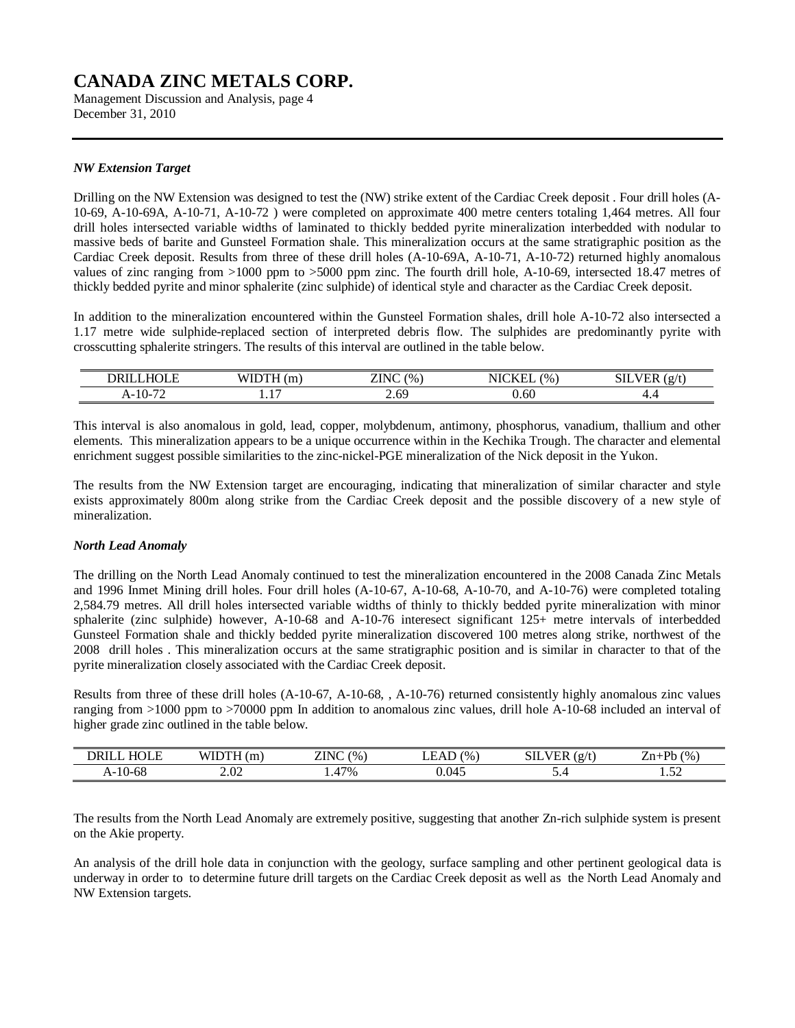### *NW Extension Target*

Drilling on the NW Extension was designed to test the (NW) strike extent of the Cardiac Creek deposit . Four drill holes (A-10-69, A-10-69A, A-10-71, A-10-72 ) were completed on approximate 400 metre centers totaling 1,464 metres. All four drill holes intersected variable widths of laminated to thickly bedded pyrite mineralization interbedded with nodular to massive beds of barite and Gunsteel Formation shale. This mineralization occurs at the same stratigraphic position as the Cardiac Creek deposit. Results from three of these drill holes (A-10-69A, A-10-71, A-10-72) returned highly anomalous values of zinc ranging from >1000 ppm to >5000 ppm zinc. The fourth drill hole, A-10-69, intersected 18.47 metres of thickly bedded pyrite and minor sphalerite (zinc sulphide) of identical style and character as the Cardiac Creek deposit.

In addition to the mineralization encountered within the Gunsteel Formation shales, drill hole A-10-72 also intersected a 1.17 metre wide sulphide-replaced section of interpreted debris flow. The sulphides are predominantly pyrite with crosscutting sphalerite stringers. The results of this interval are outlined in the table below.

| DRILLHOLE | WIDTH (m) | ZINC (%) | NICKEL (%) | SILVER (g/t) |
|---|---|---|---|---|
| A-10-72 | 1.17 | 2.69 | 0.60 | 4.4 |

This interval is also anomalous in gold, lead, copper, molybdenum, antimony, phosphorus, vanadium, thallium and other elements. This mineralization appears to be a unique occurrence within in the Kechika Trough. The character and elemental enrichment suggest possible similarities to the zinc-nickel-PGE mineralization of the Nick deposit in the Yukon.

The results from the NW Extension target are encouraging, indicating that mineralization of similar character and style exists approximately 800m along strike from the Cardiac Creek deposit and the possible discovery of a new style of mineralization.

### *North Lead Anomaly*

The drilling on the North Lead Anomaly continued to test the mineralization encountered in the 2008 Canada Zinc Metals and 1996 Inmet Mining drill holes. Four drill holes (A-10-67, A-10-68, A-10-70, and A-10-76) were completed totaling 2,584.79 metres. All drill holes intersected variable widths of thinly to thickly bedded pyrite mineralization with minor sphalerite (zinc sulphide) however, A-10-68 and A-10-76 interesect significant 125+ metre intervals of interbedded Gunsteel Formation shale and thickly bedded pyrite mineralization discovered 100 metres along strike, northwest of the 2008 drill holes . This mineralization occurs at the same stratigraphic position and is similar in character to that of the pyrite mineralization closely associated with the Cardiac Creek deposit.

Results from three of these drill holes (A-10-67, A-10-68, , A-10-76) returned consistently highly anomalous zinc values ranging from >1000 ppm to >70000 ppm In addition to anomalous zinc values, drill hole A-10-68 included an interval of higher grade zinc outlined in the table below.

| DRILL HOLE | WIDTH (m) | ZINC (%) | LEAD (%) | SILVER (g/t) | Zn+Pb (%) |
|---|---|---|---|---|---|
| A-10-68 | 2.02 | 1.47% | 0.045 | 5.4 | 1.52 |

The results from the North Lead Anomaly are extremely positive, suggesting that another Zn-rich sulphide system is present on the Akie property.

An analysis of the drill hole data in conjunction with the geology, surface sampling and other pertinent geological data is underway in order to to determine future drill targets on the Cardiac Creek deposit as well as the North Lead Anomaly and NW Extension targets.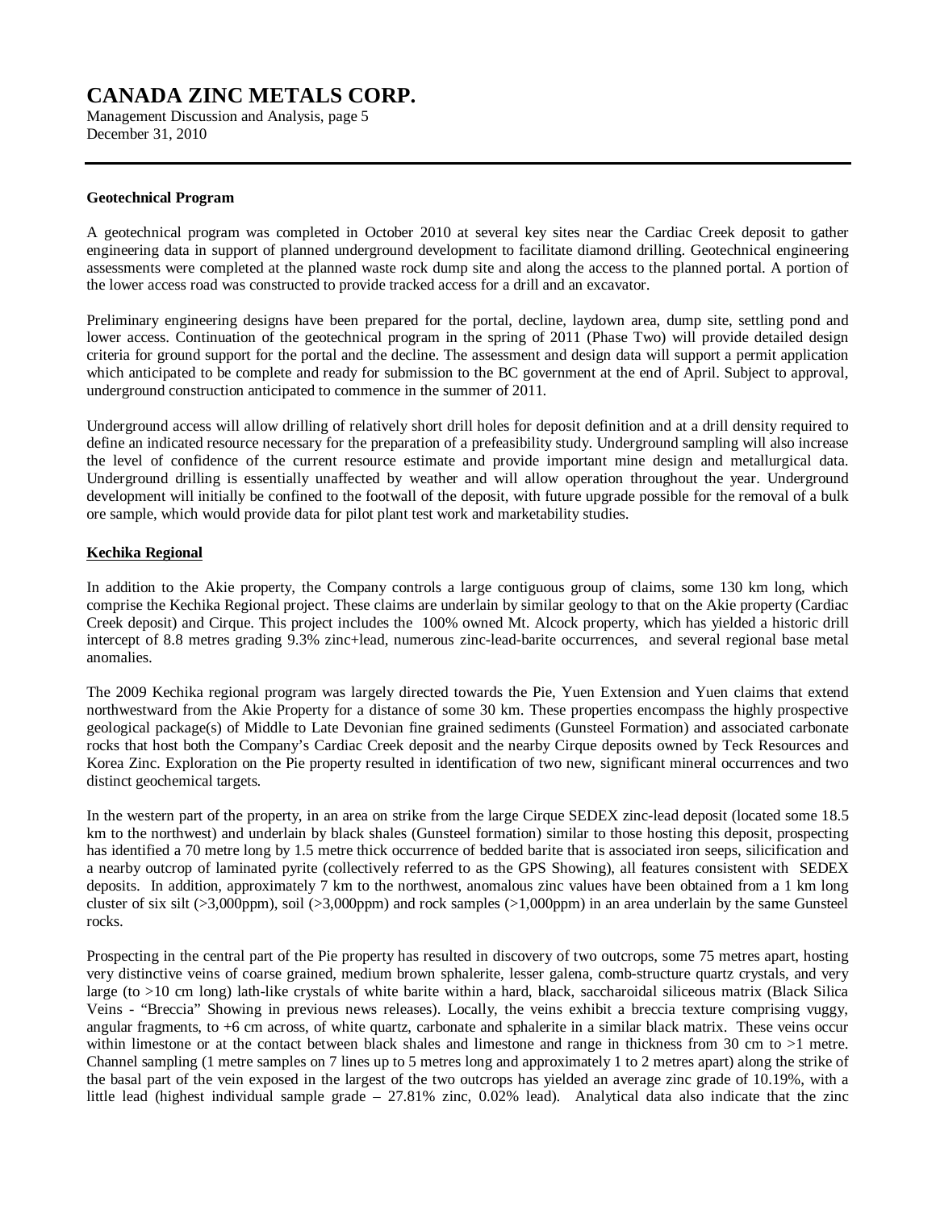**Geotechnical Program**

A geotechnical program was completed in October 2010 at several key sites near the Cardiac Creek deposit to gather engineering data in support of planned underground development to facilitate diamond drilling. Geotechnical engineering assessments were completed at the planned waste rock dump site and along the access to the planned portal. A portion of the lower access road was constructed to provide tracked access for a drill and an excavator.

Preliminary engineering designs have been prepared for the portal, decline, laydown area, dump site, settling pond and lower access. Continuation of the geotechnical program in the spring of 2011 (Phase Two) will provide detailed design criteria for ground support for the portal and the decline. The assessment and design data will support a permit application which anticipated to be complete and ready for submission to the BC government at the end of April. Subject to approval, underground construction anticipated to commence in the summer of 2011.

Underground access will allow drilling of relatively short drill holes for deposit definition and at a drill density required to define an indicated resource necessary for the preparation of a prefeasibility study. Underground sampling will also increase the level of confidence of the current resource estimate and provide important mine design and metallurgical data. Underground drilling is essentially unaffected by weather and will allow operation throughout the year. Underground development will initially be confined to the footwall of the deposit, with future upgrade possible for the removal of a bulk ore sample, which would provide data for pilot plant test work and marketability studies.

**Kechika Regional**

In addition to the Akie property, the Company controls a large contiguous group of claims, some 130 km long, which comprise the Kechika Regional project. These claims are underlain by similar geology to that on the Akie property (Cardiac Creek deposit) and Cirque. This project includes the 100% owned Mt. Alcock property, which has yielded a historic drill intercept of 8.8 metres grading 9.3% zinc+lead, numerous zinc-lead-barite occurrences, and several regional base metal anomalies.

The 2009 Kechika regional program was largely directed towards the Pie, Yuen Extension and Yuen claims that extend northwestward from the Akie Property for a distance of some 30 km. These properties encompass the highly prospective geological package(s) of Middle to Late Devonian fine grained sediments (Gunsteel Formation) and associated carbonate rocks that host both the Company's Cardiac Creek deposit and the nearby Cirque deposits owned by Teck Resources and Korea Zinc. Exploration on the Pie property resulted in identification of two new, significant mineral occurrences and two distinct geochemical targets.

In the western part of the property, in an area on strike from the large Cirque SEDEX zinc-lead deposit (located some 18.5 km to the northwest) and underlain by black shales (Gunsteel formation) similar to those hosting this deposit, prospecting has identified a 70 metre long by 1.5 metre thick occurrence of bedded barite that is associated iron seeps, silicification and a nearby outcrop of laminated pyrite (collectively referred to as the GPS Showing), all features consistent with SEDEX deposits. In addition, approximately 7 km to the northwest, anomalous zinc values have been obtained from a 1 km long cluster of six silt (>3,000ppm), soil (>3,000ppm) and rock samples (>1,000ppm) in an area underlain by the same Gunsteel rocks.

Prospecting in the central part of the Pie property has resulted in discovery of two outcrops, some 75 metres apart, hosting very distinctive veins of coarse grained, medium brown sphalerite, lesser galena, comb-structure quartz crystals, and very large (to >10 cm long) lath-like crystals of white barite within a hard, black, saccharoidal siliceous matrix (Black Silica Veins - "Breccia" Showing in previous news releases). Locally, the veins exhibit a breccia texture comprising vuggy, angular fragments, to +6 cm across, of white quartz, carbonate and sphalerite in a similar black matrix. These veins occur within limestone or at the contact between black shales and limestone and range in thickness from 30 cm to >1 metre. Channel sampling (1 metre samples on 7 lines up to 5 metres long and approximately 1 to 2 metres apart) along the strike of the basal part of the vein exposed in the largest of the two outcrops has yielded an average zinc grade of 10.19%, with a little lead (highest individual sample grade – 27.81% zinc, 0.02% lead). Analytical data also indicate that the zinc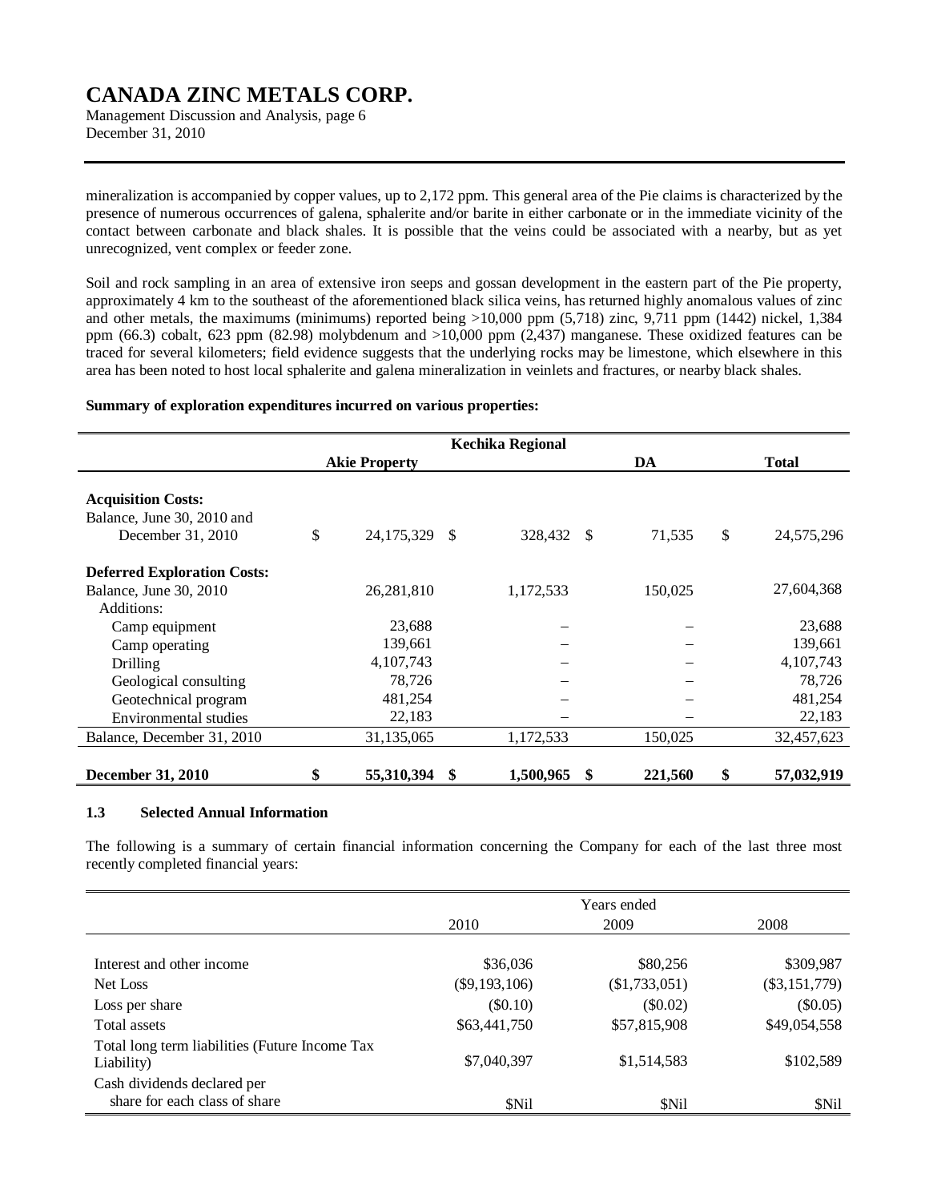mineralization is accompanied by copper values, up to 2,172 ppm. This general area of the Pie claims is characterized by the presence of numerous occurrences of galena, sphalerite and/or barite in either carbonate or in the immediate vicinity of the contact between carbonate and black shales. It is possible that the veins could be associated with a nearby, but as yet unrecognized, vent complex or feeder zone.

Soil and rock sampling in an area of extensive iron seeps and gossan development in the eastern part of the Pie property, approximately 4 km to the southeast of the aforementioned black silica veins, has returned highly anomalous values of zinc and other metals, the maximums (minimums) reported being >10,000 ppm (5,718) zinc, 9,711 ppm (1442) nickel, 1,384 ppm (66.3) cobalt, 623 ppm (82.98) molybdenum and >10,000 ppm (2,437) manganese. These oxidized features can be traced for several kilometers; field evidence suggests that the underlying rocks may be limestone, which elsewhere in this area has been noted to host local sphalerite and galena mineralization in veinlets and fractures, or nearby black shales.

**Summary of exploration expenditures incurred on various properties:**

| | Akie Property | Kechika Regional | DA | Total |
|---|---|---|---|---|
| **Acquisition Costs:** | | | | |
| Balance, June 30, 2010 and December 31, 2010 | $ 24,175,329 | $ 328,432 | $ 71,535 | $ 24,575,296 |
| **Deferred Exploration Costs:** | | | | |
| Balance, June 30, 2010 | 26,281,810 | 1,172,533 | 150,025 | 27,604,368 |
| Additions: | | | | |
| Camp equipment | 23,688 | – | – | 23,688 |
| Camp operating | 139,661 | – | – | 139,661 |
| Drilling | 4,107,743 | – | – | 4,107,743 |
| Geological consulting | 78,726 | – | – | 78,726 |
| Geotechnical program | 481,254 | – | – | 481,254 |
| Environmental studies | 22,183 | – | – | 22,183 |
| Balance, December 31, 2010 | 31,135,065 | 1,172,533 | 150,025 | 32,457,623 |
| **December 31, 2010** | **$ 55,310,394** | **$ 1,500,965** | **$ 221,560** | **$ 57,032,919** |

### 1.3 Selected Annual Information

The following is a summary of certain financial information concerning the Company for each of the last three most recently completed financial years:

| | Years ended | | |
|---|---|---|---|
| | 2010 | 2009 | 2008 |
| Interest and other income | $36,036 | $80,256 | $309,987 |
| Net Loss | ($9,193,106) | ($1,733,051) | ($3,151,779) |
| Loss per share | ($0.10) | ($0.02) | ($0.05) |
| Total assets | $63,441,750 | $57,815,908 | $49,054,558 |
| Total long term liabilities (Future Income Tax Liability) | $7,040,397 | $1,514,583 | $102,589 |
| Cash dividends declared per share for each class of share | $Nil | $Nil | $Nil |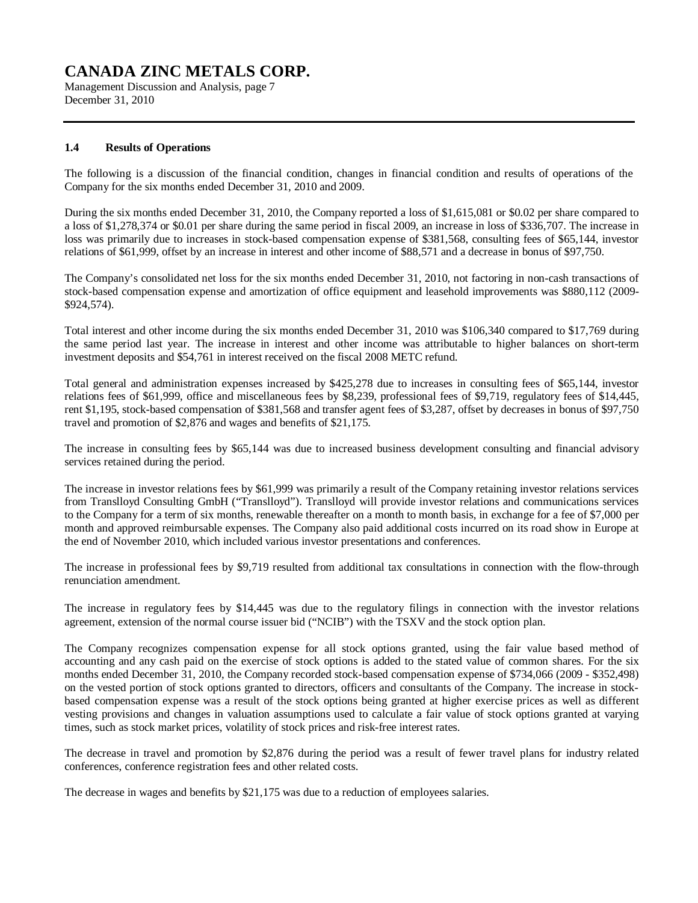### 1.4 Results of Operations

The following is a discussion of the financial condition, changes in financial condition and results of operations of the Company for the six months ended December 31, 2010 and 2009.

During the six months ended December 31, 2010, the Company reported a loss of $1,615,081 or $0.02 per share compared to a loss of $1,278,374 or $0.01 per share during the same period in fiscal 2009, an increase in loss of $336,707. The increase in loss was primarily due to increases in stock-based compensation expense of $381,568, consulting fees of $65,144, investor relations of $61,999, offset by an increase in interest and other income of $88,571 and a decrease in bonus of $97,750.

The Company's consolidated net loss for the six months ended December 31, 2010, not factoring in non-cash transactions of stock-based compensation expense and amortization of office equipment and leasehold improvements was $880,112 (2009- $924,574).

Total interest and other income during the six months ended December 31, 2010 was $106,340 compared to $17,769 during the same period last year. The increase in interest and other income was attributable to higher balances on short-term investment deposits and $54,761 in interest received on the fiscal 2008 METC refund.

Total general and administration expenses increased by $425,278 due to increases in consulting fees of $65,144, investor relations fees of $61,999, office and miscellaneous fees by $8,239, professional fees of $9,719, regulatory fees of $14,445, rent $1,195, stock-based compensation of $381,568 and transfer agent fees of $3,287, offset by decreases in bonus of $97,750 travel and promotion of $2,876 and wages and benefits of $21,175.

The increase in consulting fees by $65,144 was due to increased business development consulting and financial advisory services retained during the period.

The increase in investor relations fees by $61,999 was primarily a result of the Company retaining investor relations services from Translloyd Consulting GmbH ("Translloyd"). Translloyd will provide investor relations and communications services to the Company for a term of six months, renewable thereafter on a month to month basis, in exchange for a fee of $7,000 per month and approved reimbursable expenses. The Company also paid additional costs incurred on its road show in Europe at the end of November 2010, which included various investor presentations and conferences.

The increase in professional fees by $9,719 resulted from additional tax consultations in connection with the flow-through renunciation amendment.

The increase in regulatory fees by $14,445 was due to the regulatory filings in connection with the investor relations agreement, extension of the normal course issuer bid ("NCIB") with the TSXV and the stock option plan.

The Company recognizes compensation expense for all stock options granted, using the fair value based method of accounting and any cash paid on the exercise of stock options is added to the stated value of common shares. For the six months ended December 31, 2010, the Company recorded stock-based compensation expense of $734,066 (2009 - $352,498) on the vested portion of stock options granted to directors, officers and consultants of the Company. The increase in stock-based compensation expense was a result of the stock options being granted at higher exercise prices as well as different vesting provisions and changes in valuation assumptions used to calculate a fair value of stock options granted at varying times, such as stock market prices, volatility of stock prices and risk-free interest rates.

The decrease in travel and promotion by $2,876 during the period was a result of fewer travel plans for industry related conferences, conference registration fees and other related costs.

The decrease in wages and benefits by $21,175 was due to a reduction of employees salaries.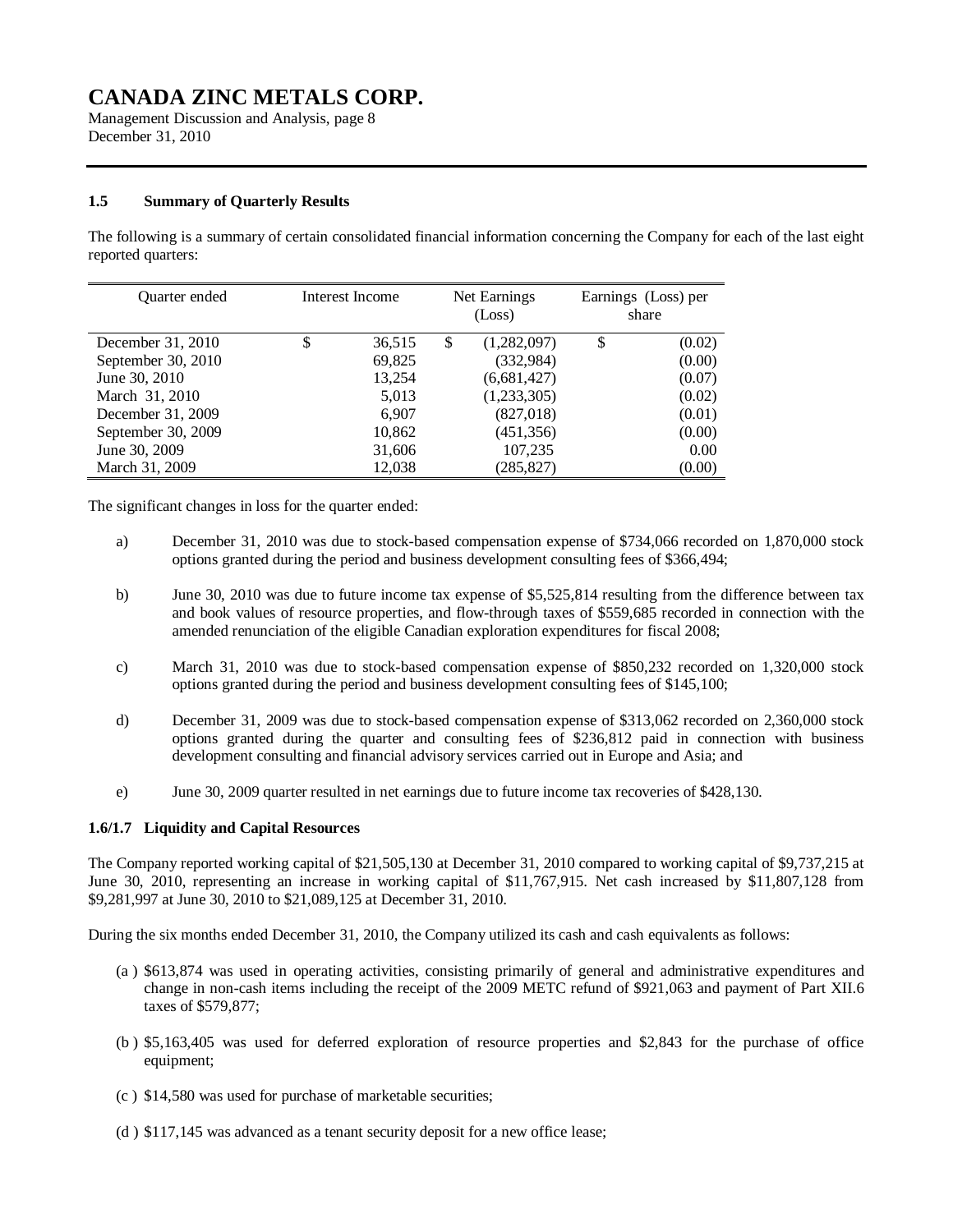### 1.5 Summary of Quarterly Results

The following is a summary of certain consolidated financial information concerning the Company for each of the last eight reported quarters:

| Quarter ended | Interest Income | Net Earnings (Loss) | Earnings (Loss) per share |
|---|---|---|---|
| December 31, 2010 | $ 36,515 | $ (1,282,097) | $ (0.02) |
| September 30, 2010 | 69,825 | (332,984) | (0.00) |
| June 30, 2010 | 13,254 | (6,681,427) | (0.07) |
| March 31, 2010 | 5,013 | (1,233,305) | (0.02) |
| December 31, 2009 | 6,907 | (827,018) | (0.01) |
| September 30, 2009 | 10,862 | (451,356) | (0.00) |
| June 30, 2009 | 31,606 | 107,235 | 0.00 |
| March 31, 2009 | 12,038 | (285,827) | (0.00) |

The significant changes in loss for the quarter ended:

a) December 31, 2010 was due to stock-based compensation expense of $734,066 recorded on 1,870,000 stock options granted during the period and business development consulting fees of $366,494;

b) June 30, 2010 was due to future income tax expense of $5,525,814 resulting from the difference between tax and book values of resource properties, and flow-through taxes of $559,685 recorded in connection with the amended renunciation of the eligible Canadian exploration expenditures for fiscal 2008;

c) March 31, 2010 was due to stock-based compensation expense of $850,232 recorded on 1,320,000 stock options granted during the period and business development consulting fees of $145,100;

d) December 31, 2009 was due to stock-based compensation expense of $313,062 recorded on 2,360,000 stock options granted during the quarter and consulting fees of $236,812 paid in connection with business development consulting and financial advisory services carried out in Europe and Asia; and

e) June 30, 2009 quarter resulted in net earnings due to future income tax recoveries of $428,130.

### 1.6/1.7 Liquidity and Capital Resources

The Company reported working capital of $21,505,130 at December 31, 2010 compared to working capital of $9,737,215 at June 30, 2010, representing an increase in working capital of $11,767,915. Net cash increased by $11,807,128 from $9,281,997 at June 30, 2010 to $21,089,125 at December 31, 2010.

During the six months ended December 31, 2010, the Company utilized its cash and cash equivalents as follows:

(a ) $613,874 was used in operating activities, consisting primarily of general and administrative expenditures and change in non-cash items including the receipt of the 2009 METC refund of $921,063 and payment of Part XII.6 taxes of $579,877;

(b ) $5,163,405 was used for deferred exploration of resource properties and $2,843 for the purchase of office equipment;

(c ) $14,580 was used for purchase of marketable securities;

(d ) $117,145 was advanced as a tenant security deposit for a new office lease;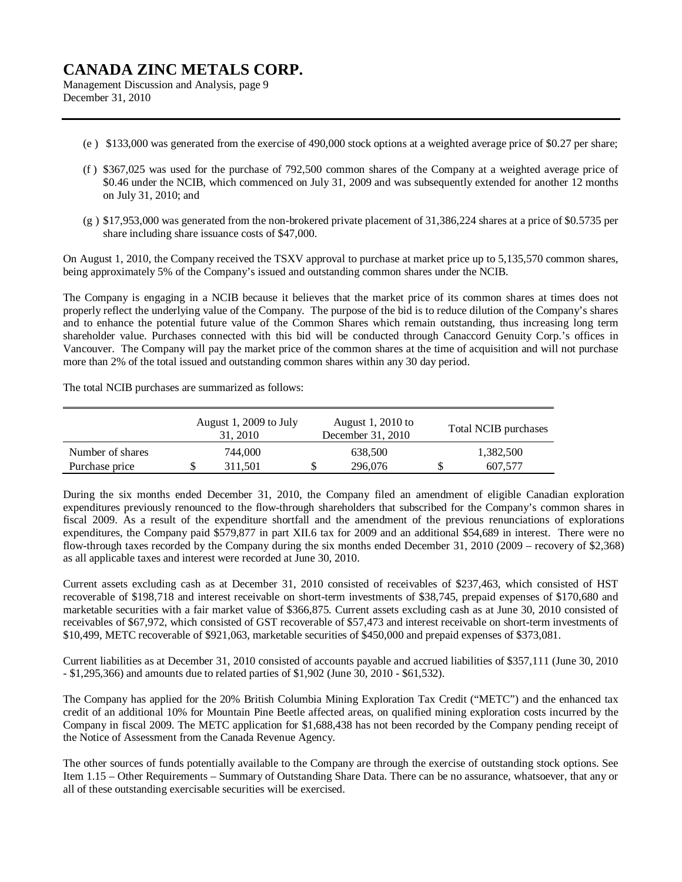(e ) $133,000 was generated from the exercise of 490,000 stock options at a weighted average price of $0.27 per share;

(f ) $367,025 was used for the purchase of 792,500 common shares of the Company at a weighted average price of $0.46 under the NCIB, which commenced on July 31, 2009 and was subsequently extended for another 12 months on July 31, 2010; and

(g ) $17,953,000 was generated from the non-brokered private placement of 31,386,224 shares at a price of $0.5735 per share including share issuance costs of $47,000.

On August 1, 2010, the Company received the TSXV approval to purchase at market price up to 5,135,570 common shares, being approximately 5% of the Company's issued and outstanding common shares under the NCIB.

The Company is engaging in a NCIB because it believes that the market price of its common shares at times does not properly reflect the underlying value of the Company. The purpose of the bid is to reduce dilution of the Company's shares and to enhance the potential future value of the Common Shares which remain outstanding, thus increasing long term shareholder value. Purchases connected with this bid will be conducted through Canaccord Genuity Corp.'s offices in Vancouver. The Company will pay the market price of the common shares at the time of acquisition and will not purchase more than 2% of the total issued and outstanding common shares within any 30 day period.

The total NCIB purchases are summarized as follows:

| | August 1, 2009 to July 31, 2010 | August 1, 2010 to December 31, 2010 | Total NCIB purchases |
|---|---|---|---|
| Number of shares | 744,000 | 638,500 | 1,382,500 |
| Purchase price | $ 311,501 | $ 296,076 | $ 607,577 |

During the six months ended December 31, 2010, the Company filed an amendment of eligible Canadian exploration expenditures previously renounced to the flow-through shareholders that subscribed for the Company's common shares in fiscal 2009. As a result of the expenditure shortfall and the amendment of the previous renunciations of explorations expenditures, the Company paid $579,877 in part XII.6 tax for 2009 and an additional $54,689 in interest. There were no flow-through taxes recorded by the Company during the six months ended December 31, 2010 (2009 – recovery of $2,368) as all applicable taxes and interest were recorded at June 30, 2010.

Current assets excluding cash as at December 31, 2010 consisted of receivables of $237,463, which consisted of HST recoverable of $198,718 and interest receivable on short-term investments of $38,745, prepaid expenses of $170,680 and marketable securities with a fair market value of $366,875. Current assets excluding cash as at June 30, 2010 consisted of receivables of $67,972, which consisted of GST recoverable of $57,473 and interest receivable on short-term investments of $10,499, METC recoverable of $921,063, marketable securities of $450,000 and prepaid expenses of $373,081.

Current liabilities as at December 31, 2010 consisted of accounts payable and accrued liabilities of $357,111 (June 30, 2010 - $1,295,366) and amounts due to related parties of $1,902 (June 30, 2010 - $61,532).

The Company has applied for the 20% British Columbia Mining Exploration Tax Credit ("METC") and the enhanced tax credit of an additional 10% for Mountain Pine Beetle affected areas, on qualified mining exploration costs incurred by the Company in fiscal 2009. The METC application for $1,688,438 has not been recorded by the Company pending receipt of the Notice of Assessment from the Canada Revenue Agency.

The other sources of funds potentially available to the Company are through the exercise of outstanding stock options. See Item 1.15 – Other Requirements – Summary of Outstanding Share Data. There can be no assurance, whatsoever, that any or all of these outstanding exercisable securities will be exercised.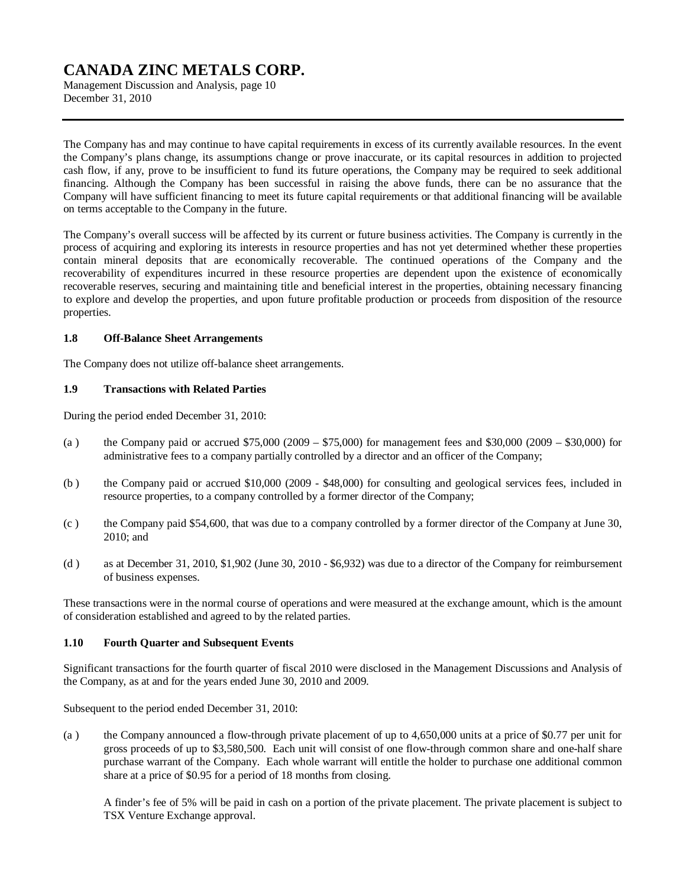The Company has and may continue to have capital requirements in excess of its currently available resources. In the event the Company's plans change, its assumptions change or prove inaccurate, or its capital resources in addition to projected cash flow, if any, prove to be insufficient to fund its future operations, the Company may be required to seek additional financing. Although the Company has been successful in raising the above funds, there can be no assurance that the Company will have sufficient financing to meet its future capital requirements or that additional financing will be available on terms acceptable to the Company in the future.

The Company's overall success will be affected by its current or future business activities. The Company is currently in the process of acquiring and exploring its interests in resource properties and has not yet determined whether these properties contain mineral deposits that are economically recoverable. The continued operations of the Company and the recoverability of expenditures incurred in these resource properties are dependent upon the existence of economically recoverable reserves, securing and maintaining title and beneficial interest in the properties, obtaining necessary financing to explore and develop the properties, and upon future profitable production or proceeds from disposition of the resource properties.

### 1.8 Off-Balance Sheet Arrangements

The Company does not utilize off-balance sheet arrangements.

### 1.9 Transactions with Related Parties

During the period ended December 31, 2010:

(a ) the Company paid or accrued $75,000 (2009 – $75,000) for management fees and $30,000 (2009 – $30,000) for administrative fees to a company partially controlled by a director and an officer of the Company;

(b ) the Company paid or accrued $10,000 (2009 - $48,000) for consulting and geological services fees, included in resource properties, to a company controlled by a former director of the Company;

(c ) the Company paid $54,600, that was due to a company controlled by a former director of the Company at June 30, 2010; and

(d ) as at December 31, 2010, $1,902 (June 30, 2010 - $6,932) was due to a director of the Company for reimbursement of business expenses.

These transactions were in the normal course of operations and were measured at the exchange amount, which is the amount of consideration established and agreed to by the related parties.

### 1.10 Fourth Quarter and Subsequent Events

Significant transactions for the fourth quarter of fiscal 2010 were disclosed in the Management Discussions and Analysis of the Company, as at and for the years ended June 30, 2010 and 2009.

Subsequent to the period ended December 31, 2010:

(a ) the Company announced a flow-through private placement of up to 4,650,000 units at a price of $0.77 per unit for gross proceeds of up to $3,580,500. Each unit will consist of one flow-through common share and one-half share purchase warrant of the Company. Each whole warrant will entitle the holder to purchase one additional common share at a price of $0.95 for a period of 18 months from closing.

A finder's fee of 5% will be paid in cash on a portion of the private placement. The private placement is subject to TSX Venture Exchange approval.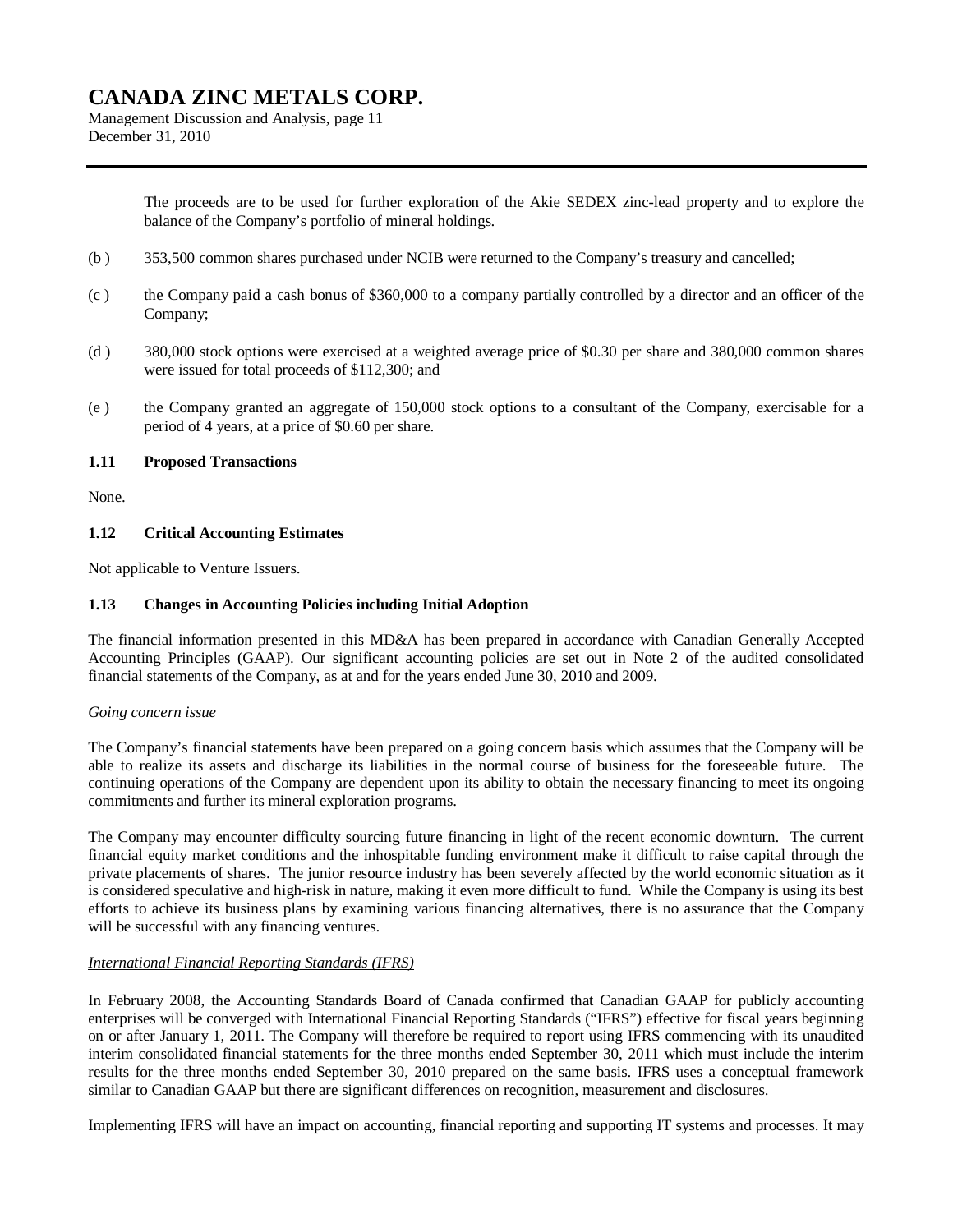The proceeds are to be used for further exploration of the Akie SEDEX zinc-lead property and to explore the balance of the Company's portfolio of mineral holdings.

(b ) 353,500 common shares purchased under NCIB were returned to the Company's treasury and cancelled;

(c ) the Company paid a cash bonus of $360,000 to a company partially controlled by a director and an officer of the Company;

(d ) 380,000 stock options were exercised at a weighted average price of $0.30 per share and 380,000 common shares were issued for total proceeds of $112,300; and

(e ) the Company granted an aggregate of 150,000 stock options to a consultant of the Company, exercisable for a period of 4 years, at a price of $0.60 per share.

### 1.11 Proposed Transactions

None.

### 1.12 Critical Accounting Estimates

Not applicable to Venture Issuers.

### 1.13 Changes in Accounting Policies including Initial Adoption

The financial information presented in this MD&A has been prepared in accordance with Canadian Generally Accepted Accounting Principles (GAAP). Our significant accounting policies are set out in Note 2 of the audited consolidated financial statements of the Company, as at and for the years ended June 30, 2010 and 2009.

*Going concern issue*

The Company's financial statements have been prepared on a going concern basis which assumes that the Company will be able to realize its assets and discharge its liabilities in the normal course of business for the foreseeable future. The continuing operations of the Company are dependent upon its ability to obtain the necessary financing to meet its ongoing commitments and further its mineral exploration programs.

The Company may encounter difficulty sourcing future financing in light of the recent economic downturn. The current financial equity market conditions and the inhospitable funding environment make it difficult to raise capital through the private placements of shares. The junior resource industry has been severely affected by the world economic situation as it is considered speculative and high-risk in nature, making it even more difficult to fund. While the Company is using its best efforts to achieve its business plans by examining various financing alternatives, there is no assurance that the Company will be successful with any financing ventures.

*International Financial Reporting Standards (IFRS)*

In February 2008, the Accounting Standards Board of Canada confirmed that Canadian GAAP for publicly accounting enterprises will be converged with International Financial Reporting Standards ("IFRS") effective for fiscal years beginning on or after January 1, 2011. The Company will therefore be required to report using IFRS commencing with its unaudited interim consolidated financial statements for the three months ended September 30, 2011 which must include the interim results for the three months ended September 30, 2010 prepared on the same basis. IFRS uses a conceptual framework similar to Canadian GAAP but there are significant differences on recognition, measurement and disclosures.

Implementing IFRS will have an impact on accounting, financial reporting and supporting IT systems and processes. It may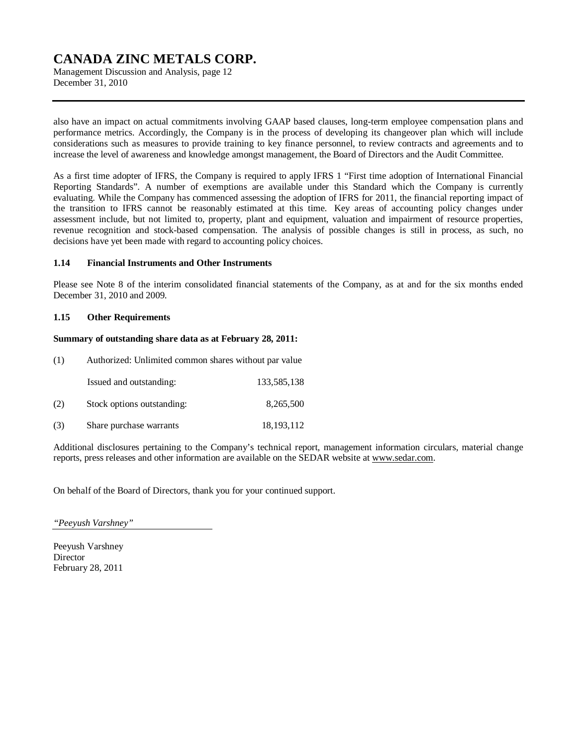also have an impact on actual commitments involving GAAP based clauses, long-term employee compensation plans and performance metrics. Accordingly, the Company is in the process of developing its changeover plan which will include considerations such as measures to provide training to key finance personnel, to review contracts and agreements and to increase the level of awareness and knowledge amongst management, the Board of Directors and the Audit Committee.

As a first time adopter of IFRS, the Company is required to apply IFRS 1 "First time adoption of International Financial Reporting Standards". A number of exemptions are available under this Standard which the Company is currently evaluating. While the Company has commenced assessing the adoption of IFRS for 2011, the financial reporting impact of the transition to IFRS cannot be reasonably estimated at this time. Key areas of accounting policy changes under assessment include, but not limited to, property, plant and equipment, valuation and impairment of resource properties, revenue recognition and stock-based compensation. The analysis of possible changes is still in process, as such, no decisions have yet been made with regard to accounting policy choices.

### 1.14 Financial Instruments and Other Instruments

Please see Note 8 of the interim consolidated financial statements of the Company, as at and for the six months ended December 31, 2010 and 2009.

### 1.15 Other Requirements

**Summary of outstanding share data as at February 28, 2011:**

| | | |
|---|---|---|
| (1) | Authorized: Unlimited common shares without par value | |
| | Issued and outstanding: | 133,585,138 |
| (2) | Stock options outstanding: | 8,265,500 |
| (3) | Share purchase warrants | 18,193,112 |

Additional disclosures pertaining to the Company's technical report, management information circulars, material change reports, press releases and other information are available on the SEDAR website at www.sedar.com.

On behalf of the Board of Directors, thank you for your continued support.

*"Peeyush Varshney"*

Peeyush Varshney
Director
February 28, 2011